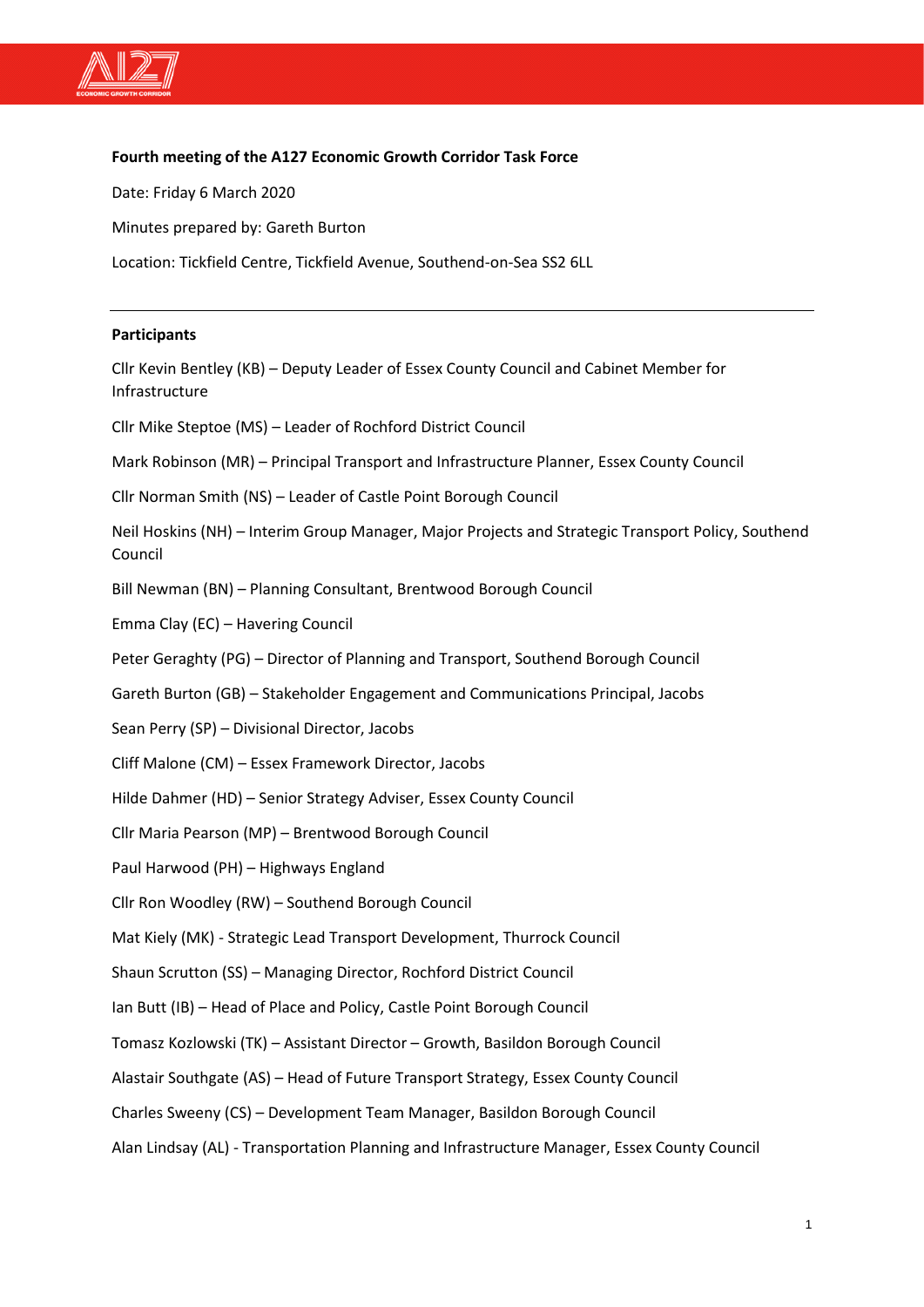**Fourth meeting of the A127 Economic Growth Corridor Task Force**

Date: Friday 6 March 2020

Minutes prepared by: Gareth Burton

Location: Tickfield Centre, Tickfield Avenue, Southend-on-Sea SS2 6LL

---

**Participants**

Cllr Kevin Bentley (KB) – Deputy Leader of Essex County Council and Cabinet Member for Infrastructure

Cllr Mike Steptoe (MS) – Leader of Rochford District Council

Mark Robinson (MR) – Principal Transport and Infrastructure Planner, Essex County Council

Cllr Norman Smith (NS) – Leader of Castle Point Borough Council

Neil Hoskins (NH) – Interim Group Manager, Major Projects and Strategic Transport Policy, Southend Council

Bill Newman (BN) – Planning Consultant, Brentwood Borough Council

Emma Clay (EC) – Havering Council

Peter Geraghty (PG) – Director of Planning and Transport, Southend Borough Council

Gareth Burton (GB) – Stakeholder Engagement and Communications Principal, Jacobs

Sean Perry (SP) – Divisional Director, Jacobs

Cliff Malone (CM) – Essex Framework Director, Jacobs

Hilde Dahmer (HD) – Senior Strategy Adviser, Essex County Council

Cllr Maria Pearson (MP) – Brentwood Borough Council

Paul Harwood (PH) – Highways England

Cllr Ron Woodley (RW) – Southend Borough Council

Mat Kiely (MK) - Strategic Lead Transport Development, Thurrock Council

Shaun Scrutton (SS) – Managing Director, Rochford District Council

Ian Butt (IB) – Head of Place and Policy, Castle Point Borough Council

Tomasz Kozlowski (TK) – Assistant Director – Growth, Basildon Borough Council

Alastair Southgate (AS) – Head of Future Transport Strategy, Essex County Council

Charles Sweeny (CS) – Development Team Manager, Basildon Borough Council

Alan Lindsay (AL) - Transportation Planning and Infrastructure Manager, Essex County Council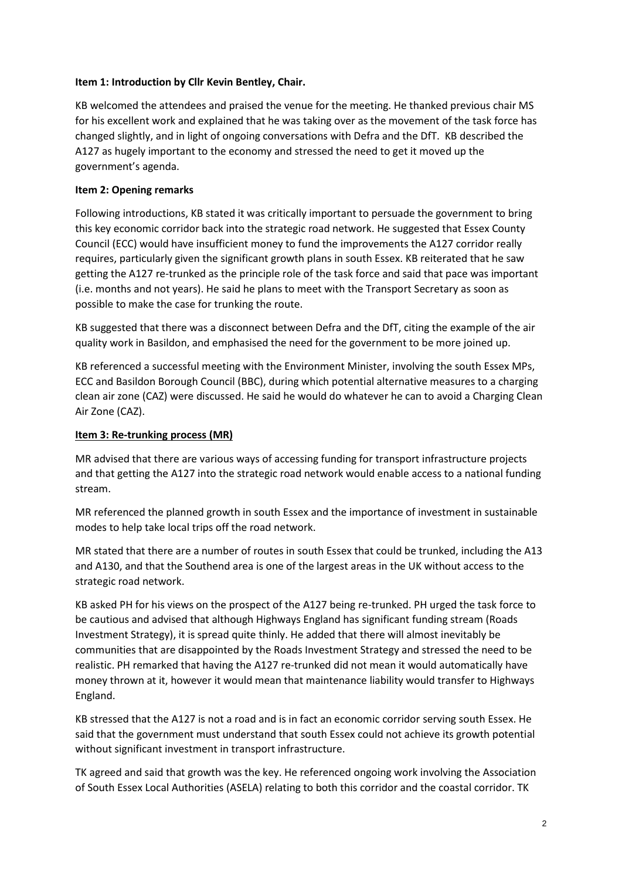**Item 1: Introduction by Cllr Kevin Bentley, Chair.**

KB welcomed the attendees and praised the venue for the meeting. He thanked previous chair MS for his excellent work and explained that he was taking over as the movement of the task force has changed slightly, and in light of ongoing conversations with Defra and the DfT. KB described the A127 as hugely important to the economy and stressed the need to get it moved up the government's agenda.

**Item 2: Opening remarks**

Following introductions, KB stated it was critically important to persuade the government to bring this key economic corridor back into the strategic road network. He suggested that Essex County Council (ECC) would have insufficient money to fund the improvements the A127 corridor really requires, particularly given the significant growth plans in south Essex. KB reiterated that he saw getting the A127 re-trunked as the principle role of the task force and said that pace was important (i.e. months and not years). He said he plans to meet with the Transport Secretary as soon as possible to make the case for trunking the route.

KB suggested that there was a disconnect between Defra and the DfT, citing the example of the air quality work in Basildon, and emphasised the need for the government to be more joined up.

KB referenced a successful meeting with the Environment Minister, involving the south Essex MPs, ECC and Basildon Borough Council (BBC), during which potential alternative measures to a charging clean air zone (CAZ) were discussed. He said he would do whatever he can to avoid a Charging Clean Air Zone (CAZ).

**Item 3: Re-trunking process (MR)**

MR advised that there are various ways of accessing funding for transport infrastructure projects and that getting the A127 into the strategic road network would enable access to a national funding stream.

MR referenced the planned growth in south Essex and the importance of investment in sustainable modes to help take local trips off the road network.

MR stated that there are a number of routes in south Essex that could be trunked, including the A13 and A130, and that the Southend area is one of the largest areas in the UK without access to the strategic road network.

KB asked PH for his views on the prospect of the A127 being re-trunked. PH urged the task force to be cautious and advised that although Highways England has significant funding stream (Roads Investment Strategy), it is spread quite thinly. He added that there will almost inevitably be communities that are disappointed by the Roads Investment Strategy and stressed the need to be realistic. PH remarked that having the A127 re-trunked did not mean it would automatically have money thrown at it, however it would mean that maintenance liability would transfer to Highways England.

KB stressed that the A127 is not a road and is in fact an economic corridor serving south Essex. He said that the government must understand that south Essex could not achieve its growth potential without significant investment in transport infrastructure.

TK agreed and said that growth was the key. He referenced ongoing work involving the Association of South Essex Local Authorities (ASELA) relating to both this corridor and the coastal corridor. TK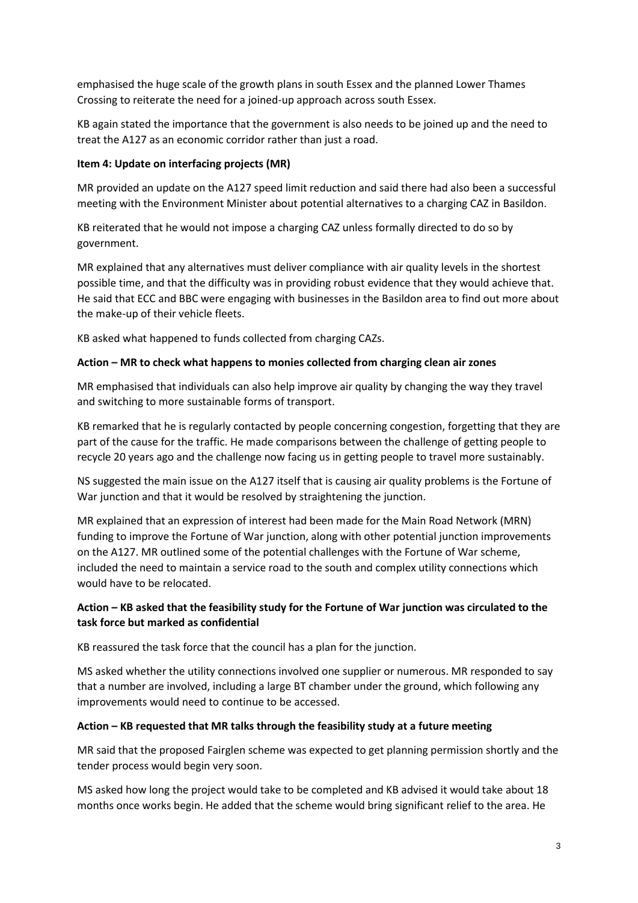emphasised the huge scale of the growth plans in south Essex and the planned Lower Thames Crossing to reiterate the need for a joined-up approach across south Essex.

KB again stated the importance that the government is also needs to be joined up and the need to treat the A127 as an economic corridor rather than just a road.

**Item 4: Update on interfacing projects (MR)**

MR provided an update on the A127 speed limit reduction and said there had also been a successful meeting with the Environment Minister about potential alternatives to a charging CAZ in Basildon.

KB reiterated that he would not impose a charging CAZ unless formally directed to do so by government.

MR explained that any alternatives must deliver compliance with air quality levels in the shortest possible time, and that the difficulty was in providing robust evidence that they would achieve that. He said that ECC and BBC were engaging with businesses in the Basildon area to find out more about the make-up of their vehicle fleets.

KB asked what happened to funds collected from charging CAZs.

**Action – MR to check what happens to monies collected from charging clean air zones**

MR emphasised that individuals can also help improve air quality by changing the way they travel and switching to more sustainable forms of transport.

KB remarked that he is regularly contacted by people concerning congestion, forgetting that they are part of the cause for the traffic. He made comparisons between the challenge of getting people to recycle 20 years ago and the challenge now facing us in getting people to travel more sustainably.

NS suggested the main issue on the A127 itself that is causing air quality problems is the Fortune of War junction and that it would be resolved by straightening the junction.

MR explained that an expression of interest had been made for the Main Road Network (MRN) funding to improve the Fortune of War junction, along with other potential junction improvements on the A127. MR outlined some of the potential challenges with the Fortune of War scheme, included the need to maintain a service road to the south and complex utility connections which would have to be relocated.

**Action – KB asked that the feasibility study for the Fortune of War junction was circulated to the task force but marked as confidential**

KB reassured the task force that the council has a plan for the junction.

MS asked whether the utility connections involved one supplier or numerous. MR responded to say that a number are involved, including a large BT chamber under the ground, which following any improvements would need to continue to be accessed.

**Action – KB requested that MR talks through the feasibility study at a future meeting**

MR said that the proposed Fairglen scheme was expected to get planning permission shortly and the tender process would begin very soon.

MS asked how long the project would take to be completed and KB advised it would take about 18 months once works begin. He added that the scheme would bring significant relief to the area. He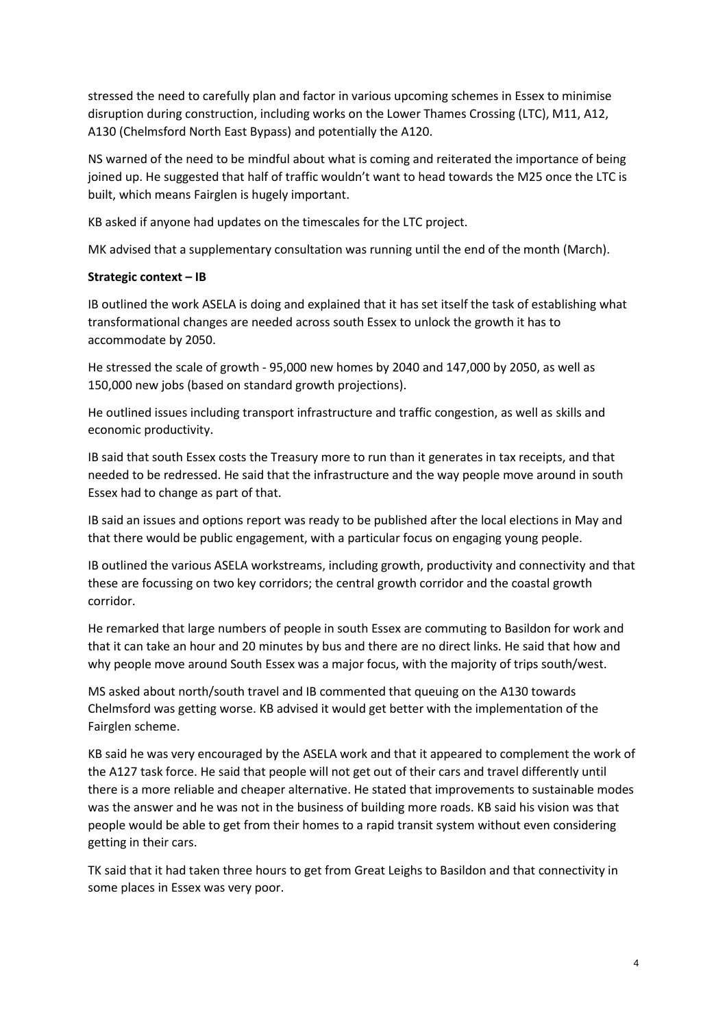stressed the need to carefully plan and factor in various upcoming schemes in Essex to minimise disruption during construction, including works on the Lower Thames Crossing (LTC), M11, A12, A130 (Chelmsford North East Bypass) and potentially the A120.

NS warned of the need to be mindful about what is coming and reiterated the importance of being joined up. He suggested that half of traffic wouldn't want to head towards the M25 once the LTC is built, which means Fairglen is hugely important.

KB asked if anyone had updates on the timescales for the LTC project.

MK advised that a supplementary consultation was running until the end of the month (March).

**Strategic context – IB**

IB outlined the work ASELA is doing and explained that it has set itself the task of establishing what transformational changes are needed across south Essex to unlock the growth it has to accommodate by 2050.

He stressed the scale of growth - 95,000 new homes by 2040 and 147,000 by 2050, as well as 150,000 new jobs (based on standard growth projections).

He outlined issues including transport infrastructure and traffic congestion, as well as skills and economic productivity.

IB said that south Essex costs the Treasury more to run than it generates in tax receipts, and that needed to be redressed. He said that the infrastructure and the way people move around in south Essex had to change as part of that.

IB said an issues and options report was ready to be published after the local elections in May and that there would be public engagement, with a particular focus on engaging young people.

IB outlined the various ASELA workstreams, including growth, productivity and connectivity and that these are focussing on two key corridors; the central growth corridor and the coastal growth corridor.

He remarked that large numbers of people in south Essex are commuting to Basildon for work and that it can take an hour and 20 minutes by bus and there are no direct links. He said that how and why people move around South Essex was a major focus, with the majority of trips south/west.

MS asked about north/south travel and IB commented that queuing on the A130 towards Chelmsford was getting worse. KB advised it would get better with the implementation of the Fairglen scheme.

KB said he was very encouraged by the ASELA work and that it appeared to complement the work of the A127 task force. He said that people will not get out of their cars and travel differently until there is a more reliable and cheaper alternative. He stated that improvements to sustainable modes was the answer and he was not in the business of building more roads. KB said his vision was that people would be able to get from their homes to a rapid transit system without even considering getting in their cars.

TK said that it had taken three hours to get from Great Leighs to Basildon and that connectivity in some places in Essex was very poor.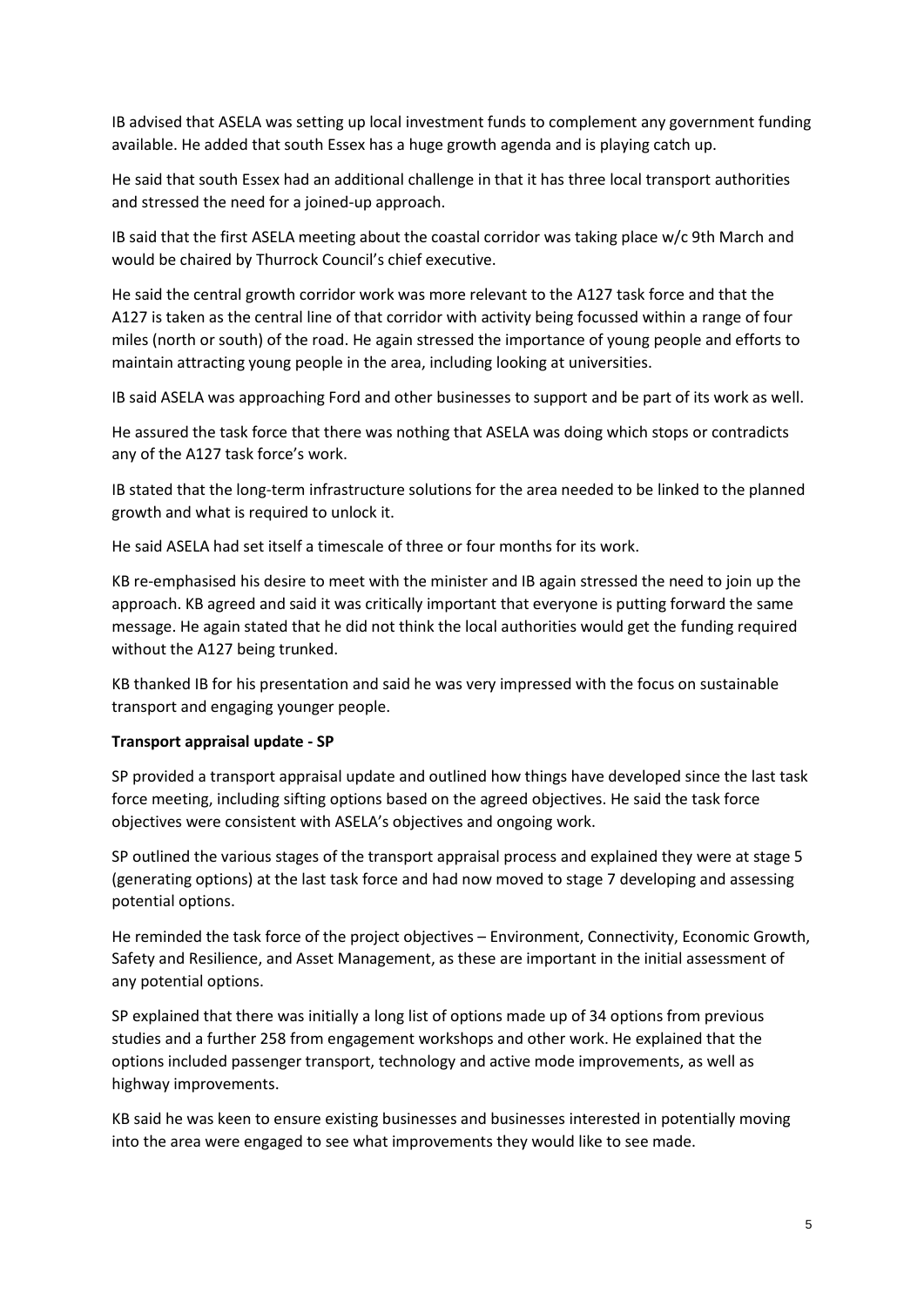IB advised that ASELA was setting up local investment funds to complement any government funding available. He added that south Essex has a huge growth agenda and is playing catch up.

He said that south Essex had an additional challenge in that it has three local transport authorities and stressed the need for a joined-up approach.

IB said that the first ASELA meeting about the coastal corridor was taking place w/c 9th March and would be chaired by Thurrock Council's chief executive.

He said the central growth corridor work was more relevant to the A127 task force and that the A127 is taken as the central line of that corridor with activity being focussed within a range of four miles (north or south) of the road. He again stressed the importance of young people and efforts to maintain attracting young people in the area, including looking at universities.

IB said ASELA was approaching Ford and other businesses to support and be part of its work as well.

He assured the task force that there was nothing that ASELA was doing which stops or contradicts any of the A127 task force's work.

IB stated that the long-term infrastructure solutions for the area needed to be linked to the planned growth and what is required to unlock it.

He said ASELA had set itself a timescale of three or four months for its work.

KB re-emphasised his desire to meet with the minister and IB again stressed the need to join up the approach. KB agreed and said it was critically important that everyone is putting forward the same message. He again stated that he did not think the local authorities would get the funding required without the A127 being trunked.

KB thanked IB for his presentation and said he was very impressed with the focus on sustainable transport and engaging younger people.

**Transport appraisal update - SP**

SP provided a transport appraisal update and outlined how things have developed since the last task force meeting, including sifting options based on the agreed objectives. He said the task force objectives were consistent with ASELA's objectives and ongoing work.

SP outlined the various stages of the transport appraisal process and explained they were at stage 5 (generating options) at the last task force and had now moved to stage 7 developing and assessing potential options.

He reminded the task force of the project objectives – Environment, Connectivity, Economic Growth, Safety and Resilience, and Asset Management, as these are important in the initial assessment of any potential options.

SP explained that there was initially a long list of options made up of 34 options from previous studies and a further 258 from engagement workshops and other work. He explained that the options included passenger transport, technology and active mode improvements, as well as highway improvements.

KB said he was keen to ensure existing businesses and businesses interested in potentially moving into the area were engaged to see what improvements they would like to see made.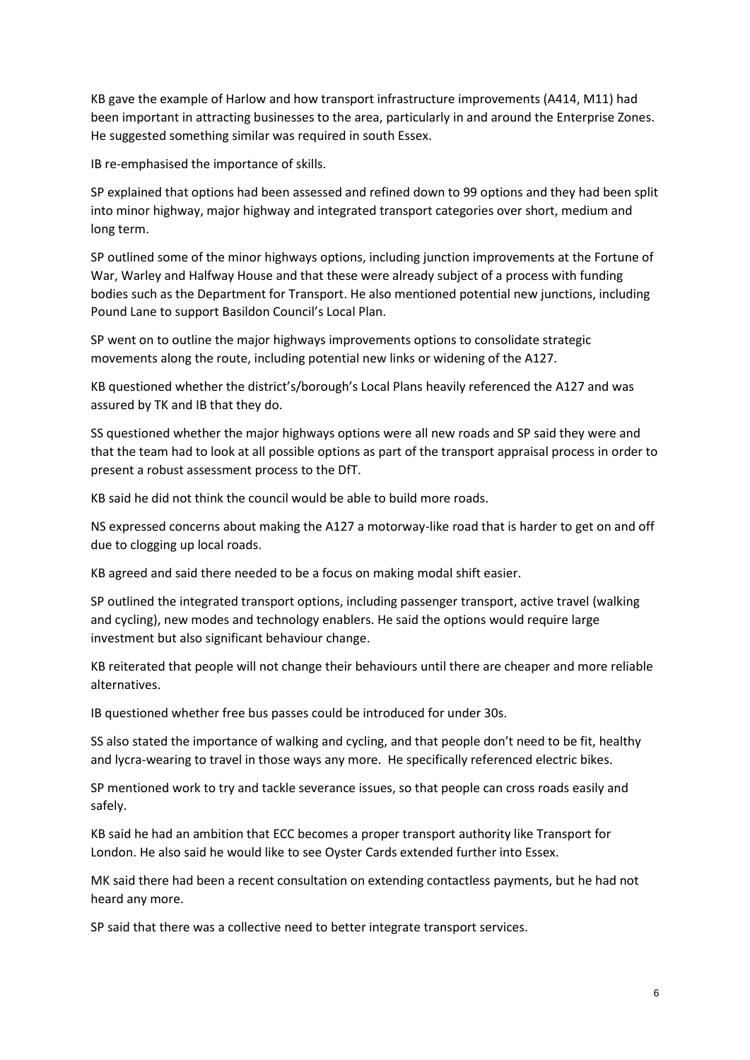KB gave the example of Harlow and how transport infrastructure improvements (A414, M11) had been important in attracting businesses to the area, particularly in and around the Enterprise Zones. He suggested something similar was required in south Essex.

IB re-emphasised the importance of skills.

SP explained that options had been assessed and refined down to 99 options and they had been split into minor highway, major highway and integrated transport categories over short, medium and long term.

SP outlined some of the minor highways options, including junction improvements at the Fortune of War, Warley and Halfway House and that these were already subject of a process with funding bodies such as the Department for Transport. He also mentioned potential new junctions, including Pound Lane to support Basildon Council's Local Plan.

SP went on to outline the major highways improvements options to consolidate strategic movements along the route, including potential new links or widening of the A127.

KB questioned whether the district's/borough's Local Plans heavily referenced the A127 and was assured by TK and IB that they do.

SS questioned whether the major highways options were all new roads and SP said they were and that the team had to look at all possible options as part of the transport appraisal process in order to present a robust assessment process to the DfT.

KB said he did not think the council would be able to build more roads.

NS expressed concerns about making the A127 a motorway-like road that is harder to get on and off due to clogging up local roads.

KB agreed and said there needed to be a focus on making modal shift easier.

SP outlined the integrated transport options, including passenger transport, active travel (walking and cycling), new modes and technology enablers. He said the options would require large investment but also significant behaviour change.

KB reiterated that people will not change their behaviours until there are cheaper and more reliable alternatives.

IB questioned whether free bus passes could be introduced for under 30s.

SS also stated the importance of walking and cycling, and that people don't need to be fit, healthy and lycra-wearing to travel in those ways any more. He specifically referenced electric bikes.

SP mentioned work to try and tackle severance issues, so that people can cross roads easily and safely.

KB said he had an ambition that ECC becomes a proper transport authority like Transport for London. He also said he would like to see Oyster Cards extended further into Essex.

MK said there had been a recent consultation on extending contactless payments, but he had not heard any more.

SP said that there was a collective need to better integrate transport services.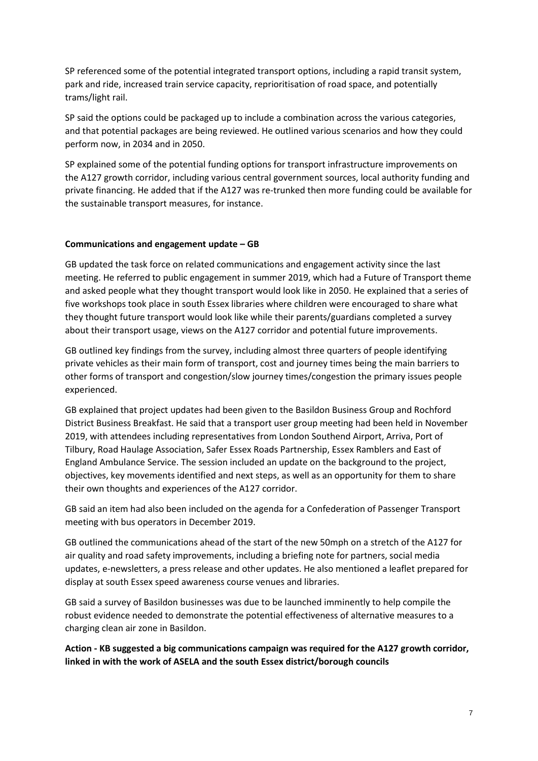SP referenced some of the potential integrated transport options, including a rapid transit system, park and ride, increased train service capacity, reprioritisation of road space, and potentially trams/light rail.

SP said the options could be packaged up to include a combination across the various categories, and that potential packages are being reviewed. He outlined various scenarios and how they could perform now, in 2034 and in 2050.

SP explained some of the potential funding options for transport infrastructure improvements on the A127 growth corridor, including various central government sources, local authority funding and private financing. He added that if the A127 was re-trunked then more funding could be available for the sustainable transport measures, for instance.

**Communications and engagement update – GB**

GB updated the task force on related communications and engagement activity since the last meeting. He referred to public engagement in summer 2019, which had a Future of Transport theme and asked people what they thought transport would look like in 2050. He explained that a series of five workshops took place in south Essex libraries where children were encouraged to share what they thought future transport would look like while their parents/guardians completed a survey about their transport usage, views on the A127 corridor and potential future improvements.

GB outlined key findings from the survey, including almost three quarters of people identifying private vehicles as their main form of transport, cost and journey times being the main barriers to other forms of transport and congestion/slow journey times/congestion the primary issues people experienced.

GB explained that project updates had been given to the Basildon Business Group and Rochford District Business Breakfast. He said that a transport user group meeting had been held in November 2019, with attendees including representatives from London Southend Airport, Arriva, Port of Tilbury, Road Haulage Association, Safer Essex Roads Partnership, Essex Ramblers and East of England Ambulance Service. The session included an update on the background to the project, objectives, key movements identified and next steps, as well as an opportunity for them to share their own thoughts and experiences of the A127 corridor.

GB said an item had also been included on the agenda for a Confederation of Passenger Transport meeting with bus operators in December 2019.

GB outlined the communications ahead of the start of the new 50mph on a stretch of the A127 for air quality and road safety improvements, including a briefing note for partners, social media updates, e-newsletters, a press release and other updates. He also mentioned a leaflet prepared for display at south Essex speed awareness course venues and libraries.

GB said a survey of Basildon businesses was due to be launched imminently to help compile the robust evidence needed to demonstrate the potential effectiveness of alternative measures to a charging clean air zone in Basildon.

**Action - KB suggested a big communications campaign was required for the A127 growth corridor, linked in with the work of ASELA and the south Essex district/borough councils**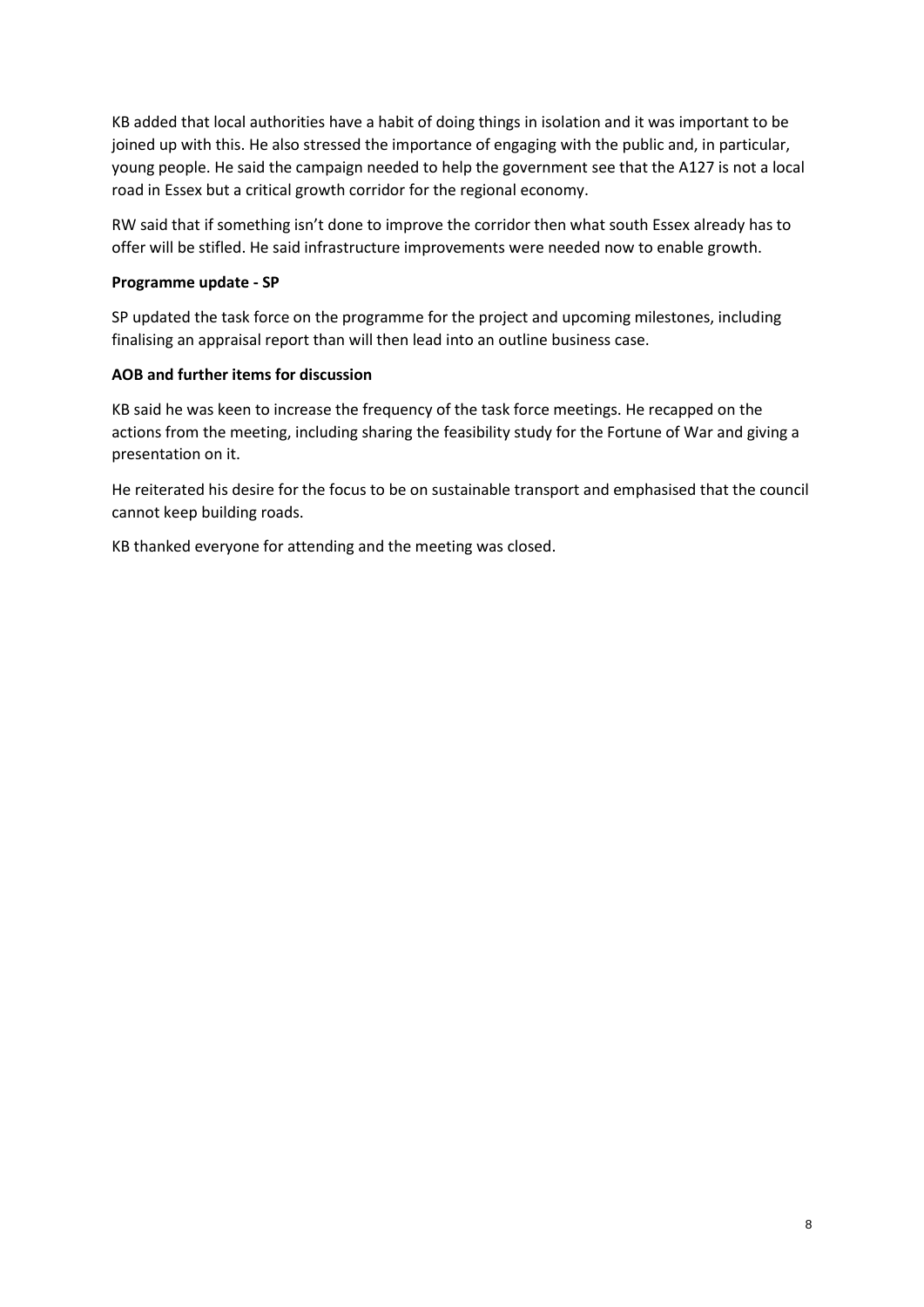KB added that local authorities have a habit of doing things in isolation and it was important to be joined up with this. He also stressed the importance of engaging with the public and, in particular, young people. He said the campaign needed to help the government see that the A127 is not a local road in Essex but a critical growth corridor for the regional economy.

RW said that if something isn't done to improve the corridor then what south Essex already has to offer will be stifled. He said infrastructure improvements were needed now to enable growth.

**Programme update - SP**

SP updated the task force on the programme for the project and upcoming milestones, including finalising an appraisal report than will then lead into an outline business case.

**AOB and further items for discussion**

KB said he was keen to increase the frequency of the task force meetings. He recapped on the actions from the meeting, including sharing the feasibility study for the Fortune of War and giving a presentation on it.

He reiterated his desire for the focus to be on sustainable transport and emphasised that the council cannot keep building roads.

KB thanked everyone for attending and the meeting was closed.